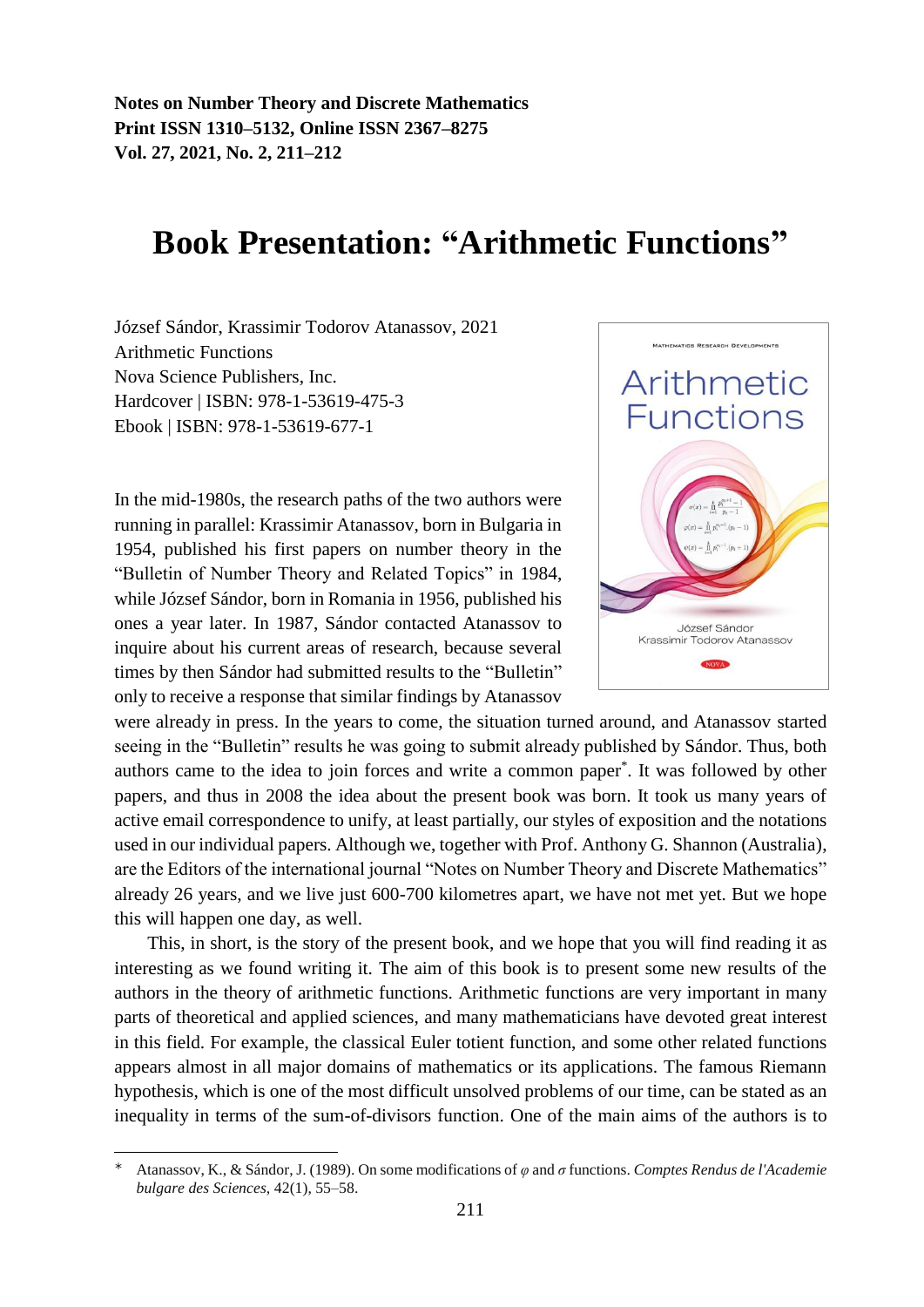# Book Presentation: "Arithmetic Functions"

József Sándor, Krassimir Todorov Atanassov, 2021
Arithmetic Functions
Nova Science Publishers, Inc.
Hardcover | ISBN: 978-1-53619-475-3
Ebook | ISBN: 978-1-53619-677-1

In the mid-1980s, the research paths of the two authors were running in parallel: Krassimir Atanassov, born in Bulgaria in 1954, published his first papers on number theory in the "Bulletin of Number Theory and Related Topics" in 1984, while József Sándor, born in Romania in 1956, published his ones a year later. In 1987, Sándor contacted Atanassov to inquire about his current areas of research, because several times by then Sándor had submitted results to the "Bulletin" only to receive a response that similar findings by Atanassov were already in press. In the years to come, the situation turned around, and Atanassov started seeing in the "Bulletin" results he was going to submit already published by Sándor. Thus, both authors came to the idea to join forces and write a common paper*. It was followed by other papers, and thus in 2008 the idea about the present book was born. It took us many years of active email correspondence to unify, at least partially, our styles of exposition and the notations used in our individual papers. Although we, together with Prof. Anthony G. Shannon (Australia), are the Editors of the international journal "Notes on Number Theory and Discrete Mathematics" already 26 years, and we live just 600-700 kilometres apart, we have not met yet. But we hope this will happen one day, as well.

This, in short, is the story of the present book, and we hope that you will find reading it as interesting as we found writing it. The aim of this book is to present some new results of the authors in the theory of arithmetic functions. Arithmetic functions are very important in many parts of theoretical and applied sciences, and many mathematicians have devoted great interest in this field. For example, the classical Euler totient function, and some other related functions appears almost in all major domains of mathematics or its applications. The famous Riemann hypothesis, which is one of the most difficult unsolved problems of our time, can be stated as an inequality in terms of the sum-of-divisors function. One of the main aims of the authors is to

---

\* Atanassov, K., & Sándor, J. (1989). On some modifications of $\varphi$ and $\sigma$ functions. *Comptes Rendus de l'Academie bulgare des Sciences*, 42(1), 55–58.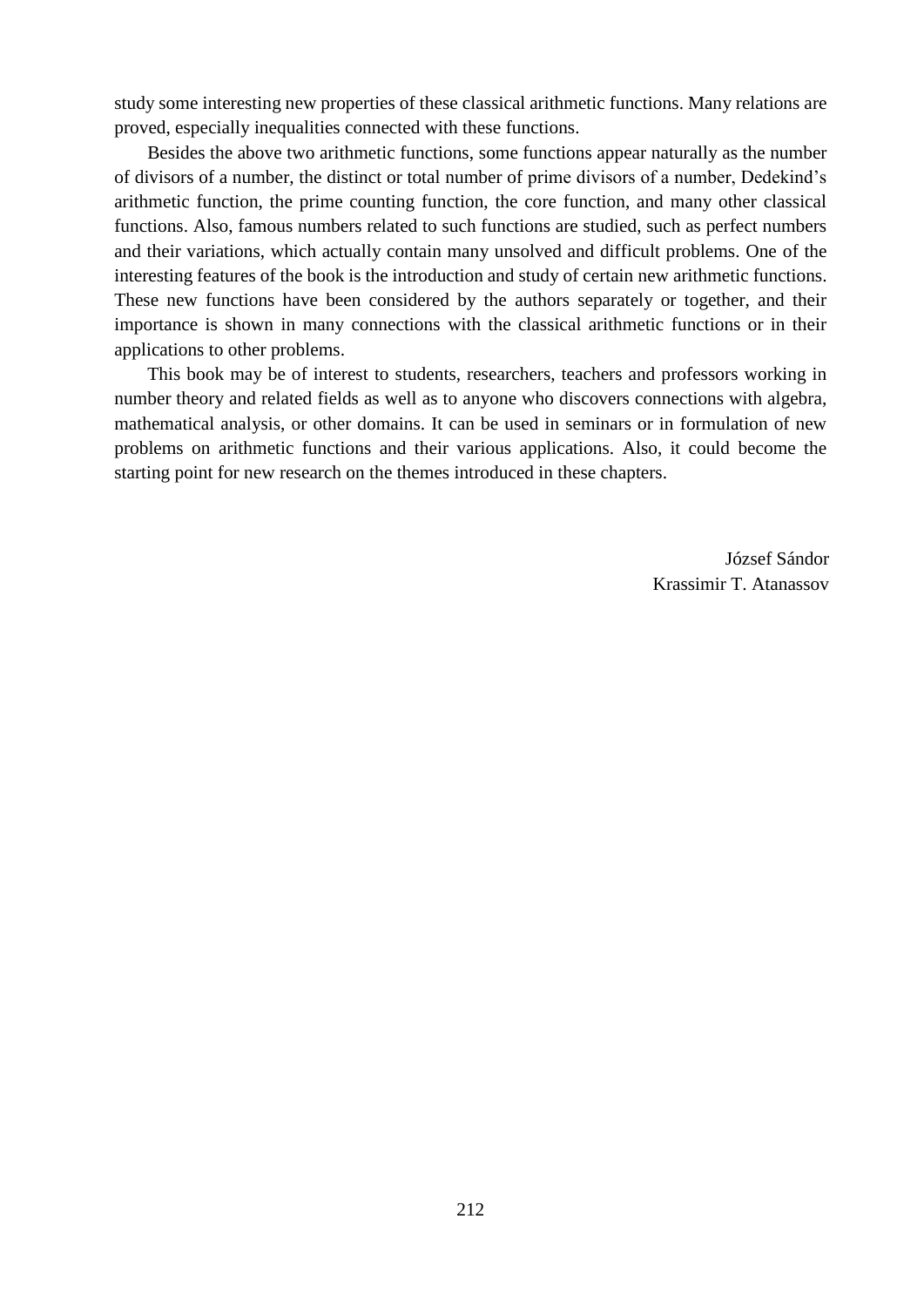study some interesting new properties of these classical arithmetic functions. Many relations are proved, especially inequalities connected with these functions.

Besides the above two arithmetic functions, some functions appear naturally as the number of divisors of a number, the distinct or total number of prime divisors of a number, Dedekind's arithmetic function, the prime counting function, the core function, and many other classical functions. Also, famous numbers related to such functions are studied, such as perfect numbers and their variations, which actually contain many unsolved and difficult problems. One of the interesting features of the book is the introduction and study of certain new arithmetic functions. These new functions have been considered by the authors separately or together, and their importance is shown in many connections with the classical arithmetic functions or in their applications to other problems.

This book may be of interest to students, researchers, teachers and professors working in number theory and related fields as well as to anyone who discovers connections with algebra, mathematical analysis, or other domains. It can be used in seminars or in formulation of new problems on arithmetic functions and their various applications. Also, it could become the starting point for new research on the themes introduced in these chapters.

József Sándor
Krassimir T. Atanassov